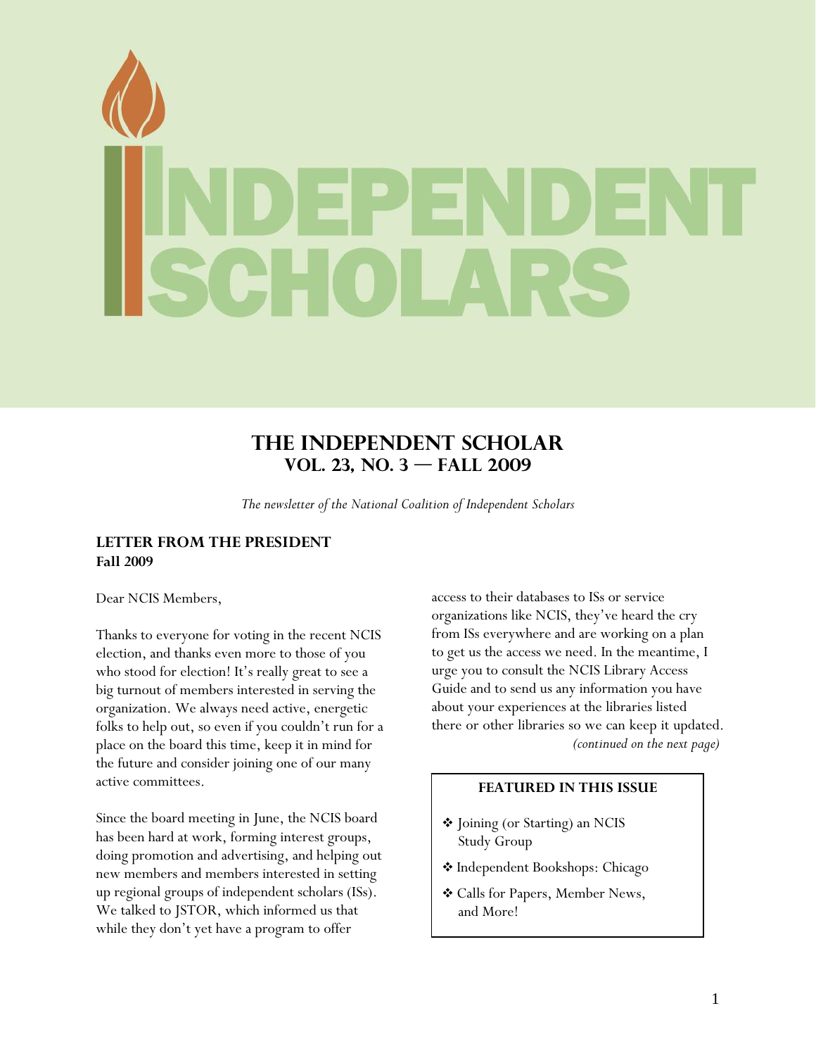# INDEPENDENT SCHOLARS

## THE INDEPENDENT SCHOLAR
### VOL. 23, NO. 3 — FALL 2009

*The newsletter of the National Coalition of Independent Scholars*

### LETTER FROM THE PRESIDENT
**Fall 2009**

Dear NCIS Members,

Thanks to everyone for voting in the recent NCIS election, and thanks even more to those of you who stood for election! It's really great to see a big turnout of members interested in serving the organization. We always need active, energetic folks to help out, so even if you couldn't run for a place on the board this time, keep it in mind for the future and consider joining one of our many active committees.

Since the board meeting in June, the NCIS board has been hard at work, forming interest groups, doing promotion and advertising, and helping out new members and members interested in setting up regional groups of independent scholars (ISs). We talked to JSTOR, which informed us that while they don't yet have a program to offer access to their databases to ISs or service organizations like NCIS, they've heard the cry from ISs everywhere and are working on a plan to get us the access we need. In the meantime, I urge you to consult the NCIS Library Access Guide and to send us any information you have about your experiences at the libraries listed there or other libraries so we can keep it updated.

*(continued on the next page)*

**FEATURED IN THIS ISSUE**

- ❖ Joining (or Starting) an NCIS Study Group
- ❖ Independent Bookshops: Chicago
- ❖ Calls for Papers, Member News, and More!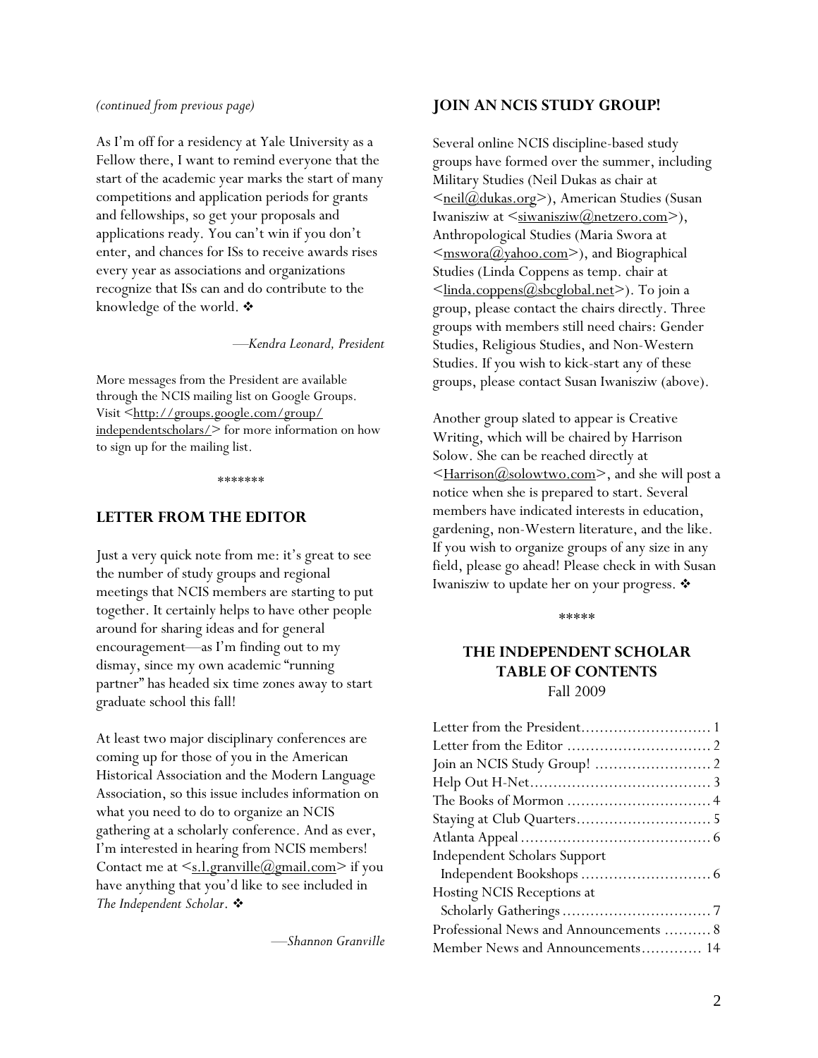*(continued from previous page)*

As I'm off for a residency at Yale University as a Fellow there, I want to remind everyone that the start of the academic year marks the start of many competitions and application periods for grants and fellowships, so get your proposals and applications ready. You can't win if you don't enter, and chances for ISs to receive awards rises every year as associations and organizations recognize that ISs can and do contribute to the knowledge of the world. ❖

—*Kendra Leonard, President*

More messages from the President are available through the NCIS mailing list on Google Groups. Visit <http://groups.google.com/group/independentscholars/> for more information on how to sign up for the mailing list.

*******

## LETTER FROM THE EDITOR

Just a very quick note from me: it's great to see the number of study groups and regional meetings that NCIS members are starting to put together. It certainly helps to have other people around for sharing ideas and for general encouragement—as I'm finding out to my dismay, since my own academic "running partner" has headed six time zones away to start graduate school this fall!

At least two major disciplinary conferences are coming up for those of you in the American Historical Association and the Modern Language Association, so this issue includes information on what you need to do to organize an NCIS gathering at a scholarly conference. And as ever, I'm interested in hearing from NCIS members! Contact me at <s.l.granville@gmail.com> if you have anything that you'd like to see included in *The Independent Scholar*. ❖

—*Shannon Granville*

## JOIN AN NCIS STUDY GROUP!

Several online NCIS discipline-based study groups have formed over the summer, including Military Studies (Neil Dukas as chair at <neil@dukas.org>), American Studies (Susan Iwanisziw at <siwanisziw@netzero.com>), Anthropological Studies (Maria Swora at <mswora@yahoo.com>), and Biographical Studies (Linda Coppens as temp. chair at <linda.coppens@sbcglobal.net>). To join a group, please contact the chairs directly. Three groups with members still need chairs: Gender Studies, Religious Studies, and Non-Western Studies. If you wish to kick-start any of these groups, please contact Susan Iwanisziw (above).

Another group slated to appear is Creative Writing, which will be chaired by Harrison Solow. She can be reached directly at <Harrison@solowtwo.com>, and she will post a notice when she is prepared to start. Several members have indicated interests in education, gardening, non-Western literature, and the like. If you wish to organize groups of any size in any field, please go ahead! Please check in with Susan Iwanisziw to update her on your progress. ❖

*****

## THE INDEPENDENT SCHOLAR TABLE OF CONTENTS

Fall 2009

| | |
|---|---|
| Letter from the President | 1 |
| Letter from the Editor | 2 |
| Join an NCIS Study Group! | 2 |
| Help Out H-Net | 3 |
| The Books of Mormon | 4 |
| Staying at Club Quarters | 5 |
| Atlanta Appeal | 6 |
| Independent Scholars Support Independent Bookshops | 6 |
| Hosting NCIS Receptions at Scholarly Gatherings | 7 |
| Professional News and Announcements | 8 |
| Member News and Announcements | 14 |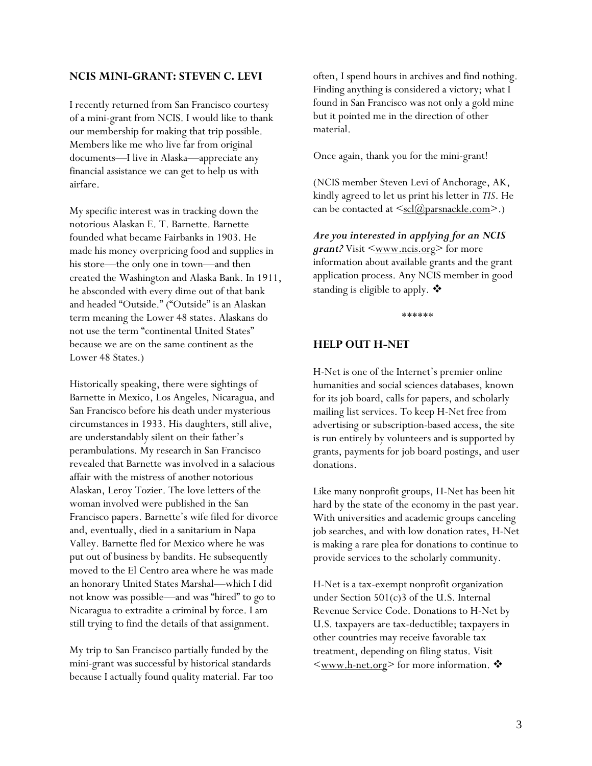## NCIS MINI-GRANT: STEVEN C. LEVI

I recently returned from San Francisco courtesy of a mini-grant from NCIS. I would like to thank our membership for making that trip possible. Members like me who live far from original documents—I live in Alaska—appreciate any financial assistance we can get to help us with airfare.

My specific interest was in tracking down the notorious Alaskan E. T. Barnette. Barnette founded what became Fairbanks in 1903. He made his money overpricing food and supplies in his store—the only one in town—and then created the Washington and Alaska Bank. In 1911, he absconded with every dime out of that bank and headed "Outside." ("Outside" is an Alaskan term meaning the Lower 48 states. Alaskans do not use the term "continental United States" because we are on the same continent as the Lower 48 States.)

Historically speaking, there were sightings of Barnette in Mexico, Los Angeles, Nicaragua, and San Francisco before his death under mysterious circumstances in 1933. His daughters, still alive, are understandably silent on their father's perambulations. My research in San Francisco revealed that Barnette was involved in a salacious affair with the mistress of another notorious Alaskan, Leroy Tozier. The love letters of the woman involved were published in the San Francisco papers. Barnette's wife filed for divorce and, eventually, died in a sanitarium in Napa Valley. Barnette fled for Mexico where he was put out of business by bandits. He subsequently moved to the El Centro area where he was made an honorary United States Marshal—which I did not know was possible—and was "hired" to go to Nicaragua to extradite a criminal by force. I am still trying to find the details of that assignment.

My trip to San Francisco partially funded by the mini-grant was successful by historical standards because I actually found quality material. Far too often, I spend hours in archives and find nothing. Finding anything is considered a victory; what I found in San Francisco was not only a gold mine but it pointed me in the direction of other material.

Once again, thank you for the mini-grant!

(NCIS member Steven Levi of Anchorage, AK, kindly agreed to let us print his letter in *TIS*. He can be contacted at <scl@parsnackle.com>.)

***Are you interested in applying for an NCIS grant?*** Visit <www.ncis.org> for more information about available grants and the grant application process. Any NCIS member in good standing is eligible to apply. ❖

\*\*\*\*\*\*

## HELP OUT H-NET

H-Net is one of the Internet's premier online humanities and social sciences databases, known for its job board, calls for papers, and scholarly mailing list services. To keep H-Net free from advertising or subscription-based access, the site is run entirely by volunteers and is supported by grants, payments for job board postings, and user donations.

Like many nonprofit groups, H-Net has been hit hard by the state of the economy in the past year. With universities and academic groups canceling job searches, and with low donation rates, H-Net is making a rare plea for donations to continue to provide services to the scholarly community.

H-Net is a tax-exempt nonprofit organization under Section 501(c)3 of the U.S. Internal Revenue Service Code. Donations to H-Net by U.S. taxpayers are tax-deductible; taxpayers in other countries may receive favorable tax treatment, depending on filing status. Visit <www.h-net.org> for more information. ❖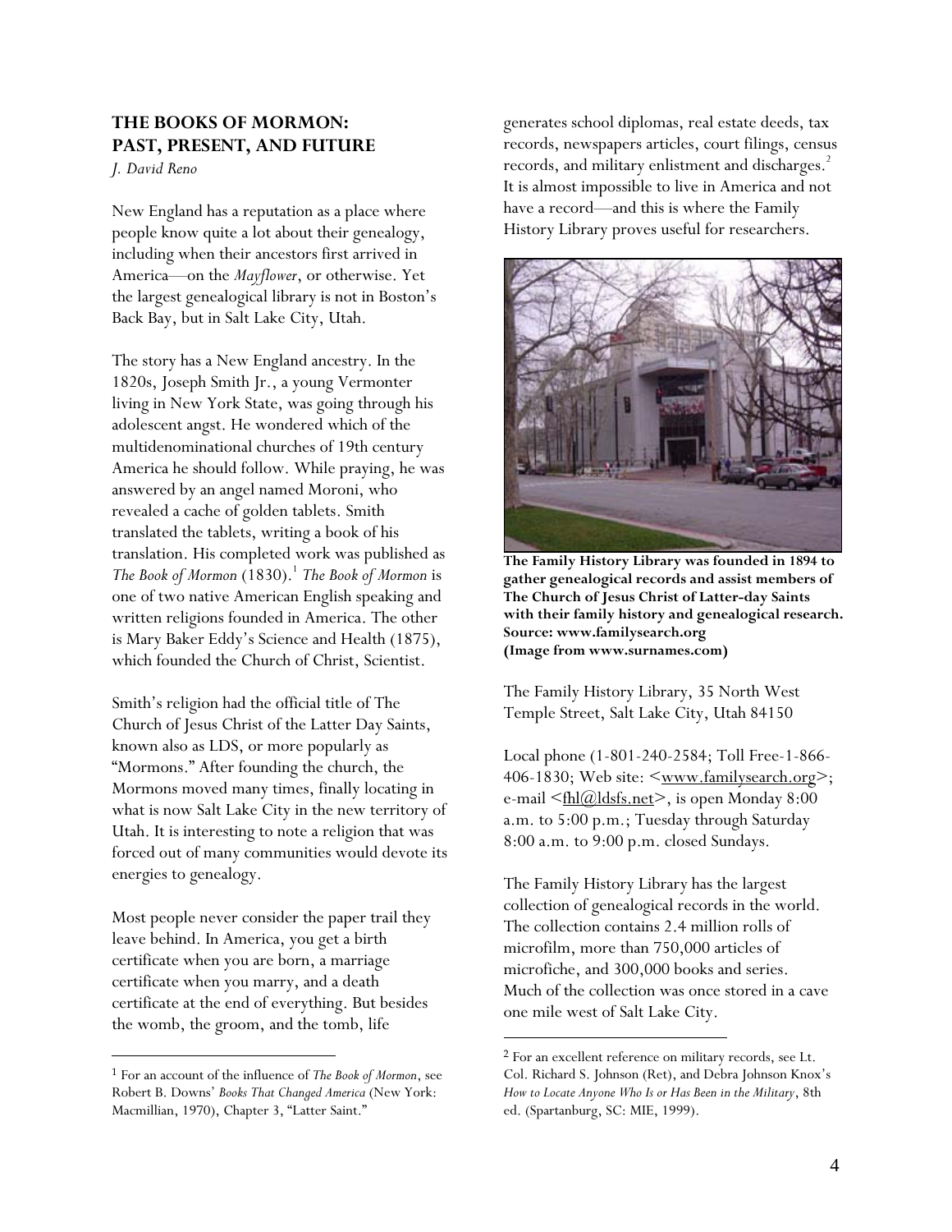## THE BOOKS OF MORMON: PAST, PRESENT, AND FUTURE

*J. David Reno*

New England has a reputation as a place where people know quite a lot about their genealogy, including when their ancestors first arrived in America—on the *Mayflower*, or otherwise. Yet the largest genealogical library is not in Boston's Back Bay, but in Salt Lake City, Utah.

The story has a New England ancestry. In the 1820s, Joseph Smith Jr., a young Vermonter living in New York State, was going through his adolescent angst. He wondered which of the multidenominational churches of 19th century America he should follow. While praying, he was answered by an angel named Moroni, who revealed a cache of golden tablets. Smith translated the tablets, writing a book of his translation. His completed work was published as *The Book of Mormon* (1830).[1] *The Book of Mormon* is one of two native American English speaking and written religions founded in America. The other is Mary Baker Eddy's Science and Health (1875), which founded the Church of Christ, Scientist.

Smith's religion had the official title of The Church of Jesus Christ of the Latter Day Saints, known also as LDS, or more popularly as "Mormons." After founding the church, the Mormons moved many times, finally locating in what is now Salt Lake City in the new territory of Utah. It is interesting to note a religion that was forced out of many communities would devote its energies to genealogy.

Most people never consider the paper trail they leave behind. In America, you get a birth certificate when you are born, a marriage certificate when you marry, and a death certificate at the end of everything. But besides the womb, the groom, and the tomb, life generates school diplomas, real estate deeds, tax records, newspapers articles, court filings, census records, and military enlistment and discharges.[2] It is almost impossible to live in America and not have a record—and this is where the Family History Library proves useful for researchers.

**The Family History Library was founded in 1894 to gather genealogical records and assist members of The Church of Jesus Christ of Latter-day Saints with their family history and genealogical research. Source: www.familysearch.org (Image from www.surnames.com)**

The Family History Library, 35 North West Temple Street, Salt Lake City, Utah 84150

Local phone (1-801-240-2584; Toll Free-1-866-406-1830; Web site: <www.familysearch.org>; e-mail <fhl@ldsfs.net>, is open Monday 8:00 a.m. to 5:00 p.m.; Tuesday through Saturday 8:00 a.m. to 9:00 p.m. closed Sundays.

The Family History Library has the largest collection of genealogical records in the world. The collection contains 2.4 million rolls of microfilm, more than 750,000 articles of microfiche, and 300,000 books and series. Much of the collection was once stored in a cave one mile west of Salt Lake City.

---

[1] For an account of the influence of *The Book of Mormon*, see Robert B. Downs' *Books That Changed America* (New York: Macmillian, 1970), Chapter 3, "Latter Saint."

[2] For an excellent reference on military records, see Lt. Col. Richard S. Johnson (Ret), and Debra Johnson Knox's *How to Locate Anyone Who Is or Has Been in the Military*, 8th ed. (Spartanburg, SC: MIE, 1999).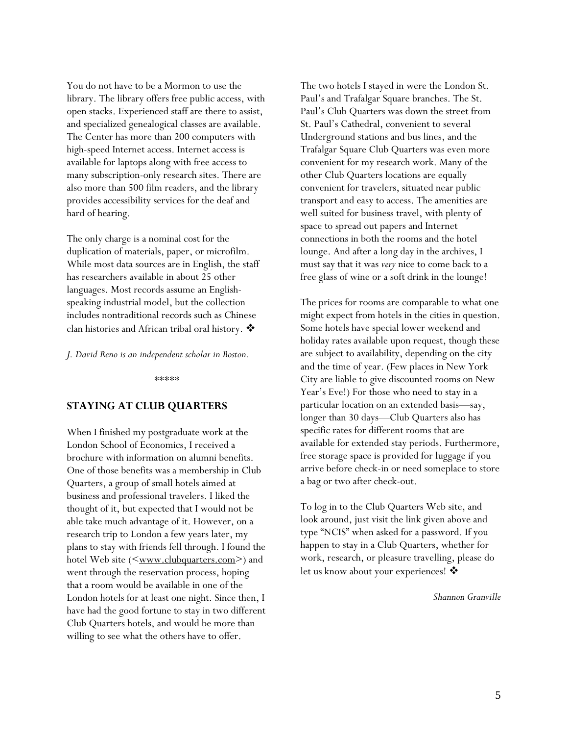You do not have to be a Mormon to use the library. The library offers free public access, with open stacks. Experienced staff are there to assist, and specialized genealogical classes are available. The Center has more than 200 computers with high-speed Internet access. Internet access is available for laptops along with free access to many subscription-only research sites. There are also more than 500 film readers, and the library provides accessibility services for the deaf and hard of hearing.

The only charge is a nominal cost for the duplication of materials, paper, or microfilm. While most data sources are in English, the staff has researchers available in about 25 other languages. Most records assume an English-speaking industrial model, but the collection includes nontraditional records such as Chinese clan histories and African tribal oral history. ❖

*J. David Reno is an independent scholar in Boston.*

\*\*\*\*\*

## STAYING AT CLUB QUARTERS

When I finished my postgraduate work at the London School of Economics, I received a brochure with information on alumni benefits. One of those benefits was a membership in Club Quarters, a group of small hotels aimed at business and professional travelers. I liked the thought of it, but expected that I would not be able take much advantage of it. However, on a research trip to London a few years later, my plans to stay with friends fell through. I found the hotel Web site (<www.clubquarters.com>) and went through the reservation process, hoping that a room would be available in one of the London hotels for at least one night. Since then, I have had the good fortune to stay in two different Club Quarters hotels, and would be more than willing to see what the others have to offer.

The two hotels I stayed in were the London St. Paul's and Trafalgar Square branches. The St. Paul's Club Quarters was down the street from St. Paul's Cathedral, convenient to several Underground stations and bus lines, and the Trafalgar Square Club Quarters was even more convenient for my research work. Many of the other Club Quarters locations are equally convenient for travelers, situated near public transport and easy to access. The amenities are well suited for business travel, with plenty of space to spread out papers and Internet connections in both the rooms and the hotel lounge. And after a long day in the archives, I must say that it was *very* nice to come back to a free glass of wine or a soft drink in the lounge!

The prices for rooms are comparable to what one might expect from hotels in the cities in question. Some hotels have special lower weekend and holiday rates available upon request, though these are subject to availability, depending on the city and the time of year. (Few places in New York City are liable to give discounted rooms on New Year's Eve!) For those who need to stay in a particular location on an extended basis—say, longer than 30 days—Club Quarters also has specific rates for different rooms that are available for extended stay periods. Furthermore, free storage space is provided for luggage if you arrive before check-in or need someplace to store a bag or two after check-out.

To log in to the Club Quarters Web site, and look around, just visit the link given above and type "NCIS" when asked for a password. If you happen to stay in a Club Quarters, whether for work, research, or pleasure travelling, please do let us know about your experiences! ❖

*Shannon Granville*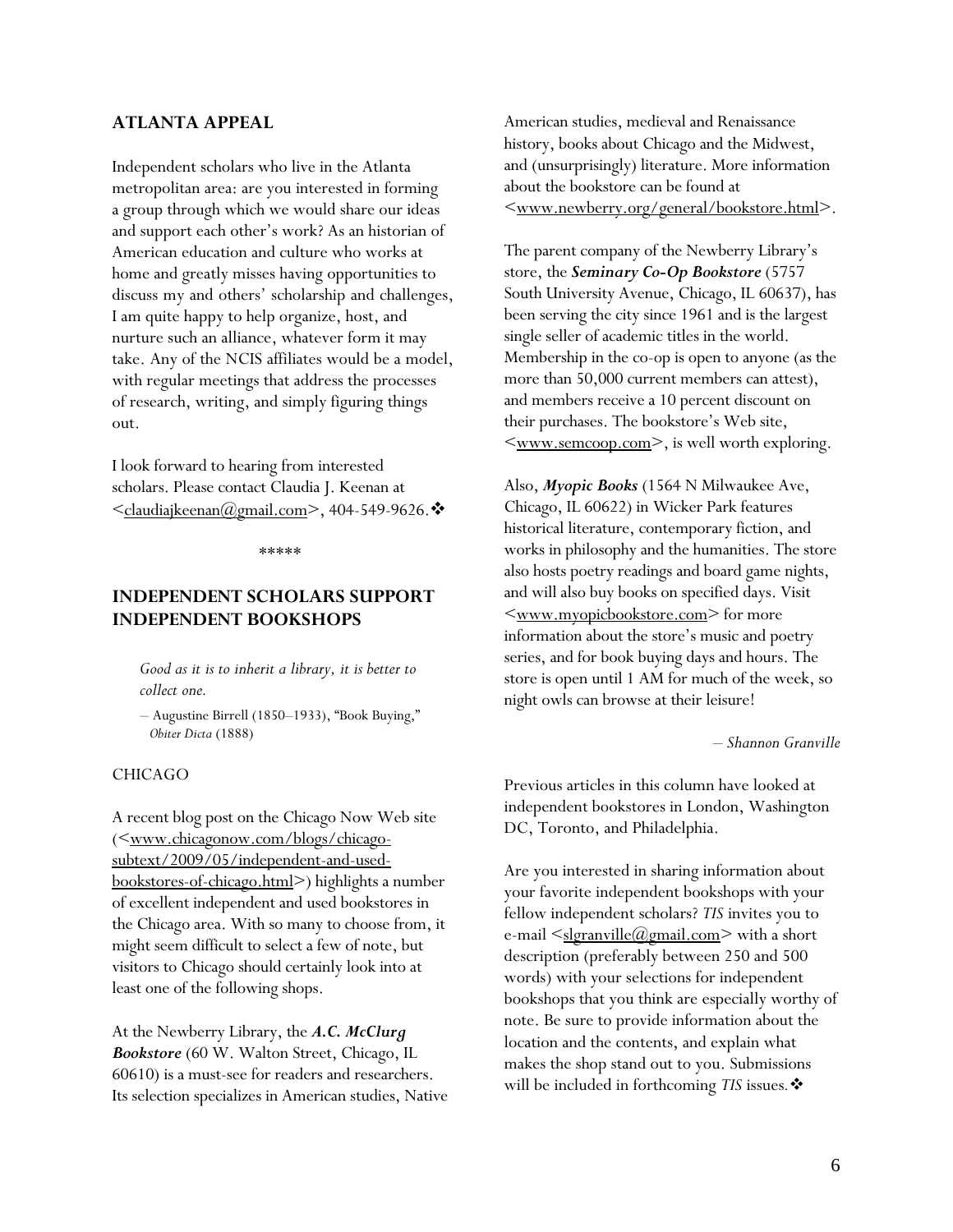## ATLANTA APPEAL

Independent scholars who live in the Atlanta metropolitan area: are you interested in forming a group through which we would share our ideas and support each other's work? As an historian of American education and culture who works at home and greatly misses having opportunities to discuss my and others' scholarship and challenges, I am quite happy to help organize, host, and nurture such an alliance, whatever form it may take. Any of the NCIS affiliates would be a model, with regular meetings that address the processes of research, writing, and simply figuring things out.

I look forward to hearing from interested scholars. Please contact Claudia J. Keenan at <claudiajkeenan@gmail.com>, 404-549-9626.❖

\*\*\*\*\*

## INDEPENDENT SCHOLARS SUPPORT INDEPENDENT BOOKSHOPS

> *Good as it is to inherit a library, it is better to collect one.*
>
> – Augustine Birrell (1850–1933), "Book Buying," *Obiter Dicta* (1888)

CHICAGO

A recent blog post on the Chicago Now Web site (<www.chicagonow.com/blogs/chicago-subtext/2009/05/independent-and-used-bookstores-of-chicago.html>) highlights a number of excellent independent and used bookstores in the Chicago area. With so many to choose from, it might seem difficult to select a few of note, but visitors to Chicago should certainly look into at least one of the following shops.

At the Newberry Library, the ***A.C. McClurg Bookstore*** (60 W. Walton Street, Chicago, IL 60610) is a must-see for readers and researchers. Its selection specializes in American studies, Native American studies, medieval and Renaissance history, books about Chicago and the Midwest, and (unsurprisingly) literature. More information about the bookstore can be found at <www.newberry.org/general/bookstore.html>.

The parent company of the Newberry Library's store, the ***Seminary Co-Op Bookstore*** (5757 South University Avenue, Chicago, IL 60637), has been serving the city since 1961 and is the largest single seller of academic titles in the world. Membership in the co-op is open to anyone (as the more than 50,000 current members can attest), and members receive a 10 percent discount on their purchases. The bookstore's Web site, <www.semcoop.com>, is well worth exploring.

Also, ***Myopic Books*** (1564 N Milwaukee Ave, Chicago, IL 60622) in Wicker Park features historical literature, contemporary fiction, and works in philosophy and the humanities. The store also hosts poetry readings and board game nights, and will also buy books on specified days. Visit <www.myopicbookstore.com> for more information about the store's music and poetry series, and for book buying days and hours. The store is open until 1 AM for much of the week, so night owls can browse at their leisure!

*– Shannon Granville*

Previous articles in this column have looked at independent bookstores in London, Washington DC, Toronto, and Philadelphia.

Are you interested in sharing information about your favorite independent bookshops with your fellow independent scholars? *TIS* invites you to e-mail <slgranville@gmail.com> with a short description (preferably between 250 and 500 words) with your selections for independent bookshops that you think are especially worthy of note. Be sure to provide information about the location and the contents, and explain what makes the shop stand out to you. Submissions will be included in forthcoming *TIS* issues.❖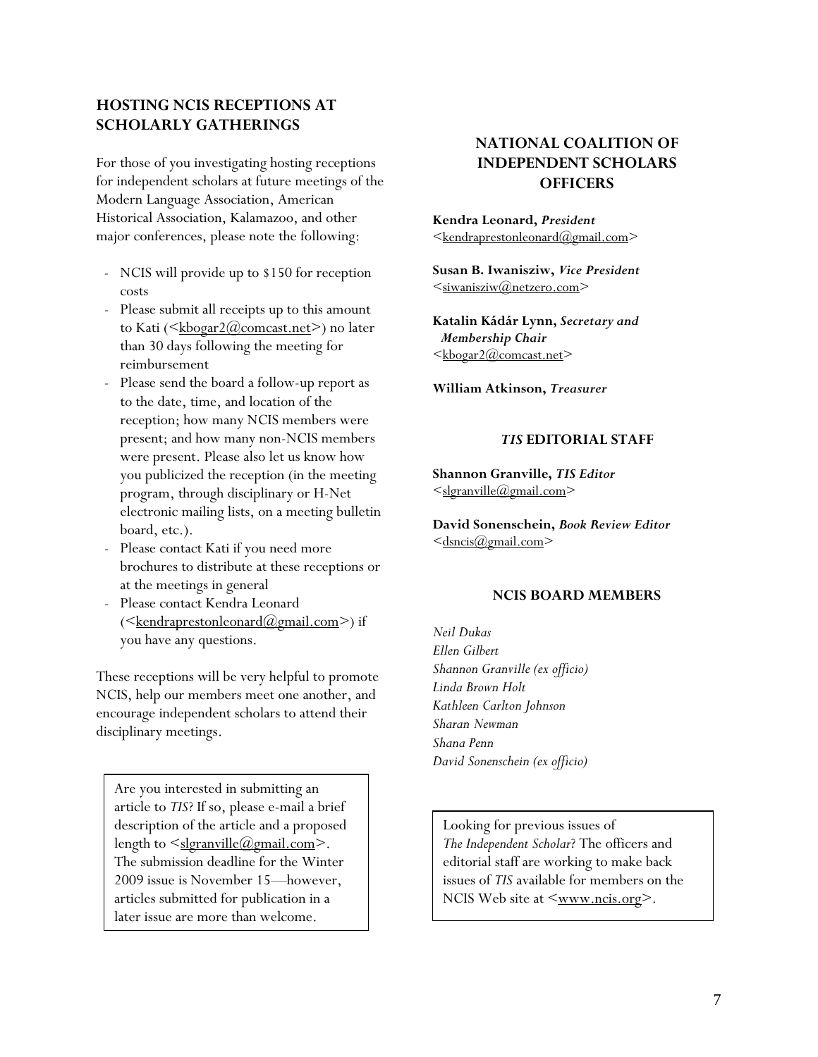## HOSTING NCIS RECEPTIONS AT SCHOLARLY GATHERINGS

For those of you investigating hosting receptions for independent scholars at future meetings of the Modern Language Association, American Historical Association, Kalamazoo, and other major conferences, please note the following:

- NCIS will provide up to $150 for reception costs
- Please submit all receipts up to this amount to Kati (<kbogar2@comcast.net>) no later than 30 days following the meeting for reimbursement
- Please send the board a follow-up report as to the date, time, and location of the reception; how many NCIS members were present; and how many non-NCIS members were present. Please also let us know how you publicized the reception (in the meeting program, through disciplinary or H-Net electronic mailing lists, on a meeting bulletin board, etc.).
- Please contact Kati if you need more brochures to distribute at these receptions or at the meetings in general
- Please contact Kendra Leonard (<kendraprestonleonard@gmail.com>) if you have any questions.

These receptions will be very helpful to promote NCIS, help our members meet one another, and encourage independent scholars to attend their disciplinary meetings.

Are you interested in submitting an article to *TIS*? If so, please e-mail a brief description of the article and a proposed length to <slgranville@gmail.com>. The submission deadline for the Winter 2009 issue is November 15—however, articles submitted for publication in a later issue are more than welcome.

## NATIONAL COALITION OF INDEPENDENT SCHOLARS OFFICERS

**Kendra Leonard,** ***President***
<kendraprestonleonard@gmail.com>

**Susan B. Iwanisziw,** ***Vice President***
<siwanisziw@netzero.com>

**Katalin Kádár Lynn,** ***Secretary and Membership Chair***
<kbogar2@comcast.net>

**William Atkinson,** ***Treasurer***

### *TIS* EDITORIAL STAFF

**Shannon Granville,** ***TIS Editor***
<slgranville@gmail.com>

**David Sonenschein,** ***Book Review Editor***
<dsncis@gmail.com>

### NCIS BOARD MEMBERS

*Neil Dukas*
*Ellen Gilbert*
*Shannon Granville (ex officio)*
*Linda Brown Holt*
*Kathleen Carlton Johnson*
*Sharan Newman*
*Shana Penn*
*David Sonenschein (ex officio)*

Looking for previous issues of *The Independent Scholar*? The officers and editorial staff are working to make back issues of *TIS* available for members on the NCIS Web site at <www.ncis.org>.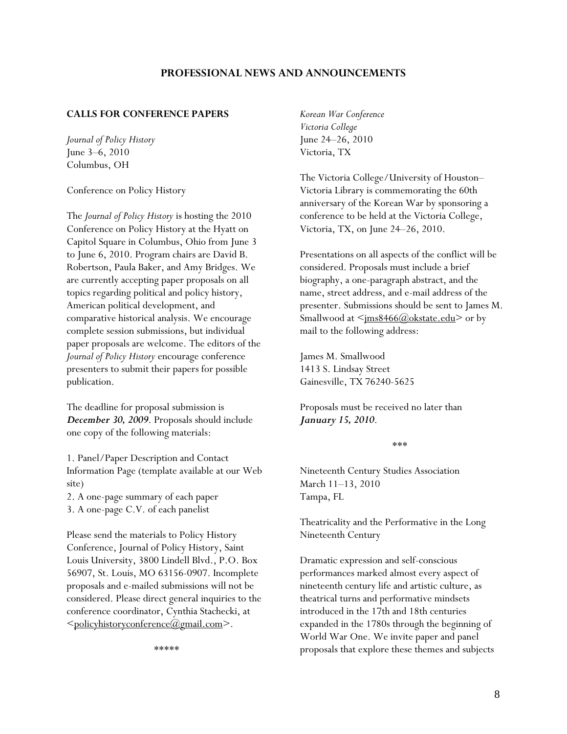# PROFESSIONAL NEWS AND ANNOUNCEMENTS

## CALLS FOR CONFERENCE PAPERS

*Journal of Policy History*
June 3–6, 2010
Columbus, OH

Conference on Policy History

The *Journal of Policy History* is hosting the 2010 Conference on Policy History at the Hyatt on Capitol Square in Columbus, Ohio from June 3 to June 6, 2010. Program chairs are David B. Robertson, Paula Baker, and Amy Bridges. We are currently accepting paper proposals on all topics regarding political and policy history, American political development, and comparative historical analysis. We encourage complete session submissions, but individual paper proposals are welcome. The editors of the *Journal of Policy History* encourage conference presenters to submit their papers for possible publication.

The deadline for proposal submission is ***December 30, 2009***. Proposals should include one copy of the following materials:

1. Panel/Paper Description and Contact Information Page (template available at our Web site)
2. A one-page summary of each paper
3. A one-page C.V. of each panelist

Please send the materials to Policy History Conference, Journal of Policy History, Saint Louis University, 3800 Lindell Blvd., P.O. Box 56907, St. Louis, MO 63156-0907. Incomplete proposals and e-mailed submissions will not be considered. Please direct general inquiries to the conference coordinator, Cynthia Stachecki, at <policyhistoryconference@gmail.com>.

*****

*Korean War Conference*
*Victoria College*
June 24–26, 2010
Victoria, TX

The Victoria College/University of Houston–Victoria Library is commemorating the 60th anniversary of the Korean War by sponsoring a conference to be held at the Victoria College, Victoria, TX, on June 24–26, 2010.

Presentations on all aspects of the conflict will be considered. Proposals must include a brief biography, a one-paragraph abstract, and the name, street address, and e-mail address of the presenter. Submissions should be sent to James M. Smallwood at <jms8466@okstate.edu> or by mail to the following address:

James M. Smallwood
1413 S. Lindsay Street
Gainesville, TX 76240-5625

Proposals must be received no later than ***January 15, 2010***.

***

Nineteenth Century Studies Association
March 11–13, 2010
Tampa, FL

Theatricality and the Performative in the Long Nineteenth Century

Dramatic expression and self-conscious performances marked almost every aspect of nineteenth century life and artistic culture, as theatrical turns and performative mindsets introduced in the 17th and 18th centuries expanded in the 1780s through the beginning of World War One. We invite paper and panel proposals that explore these themes and subjects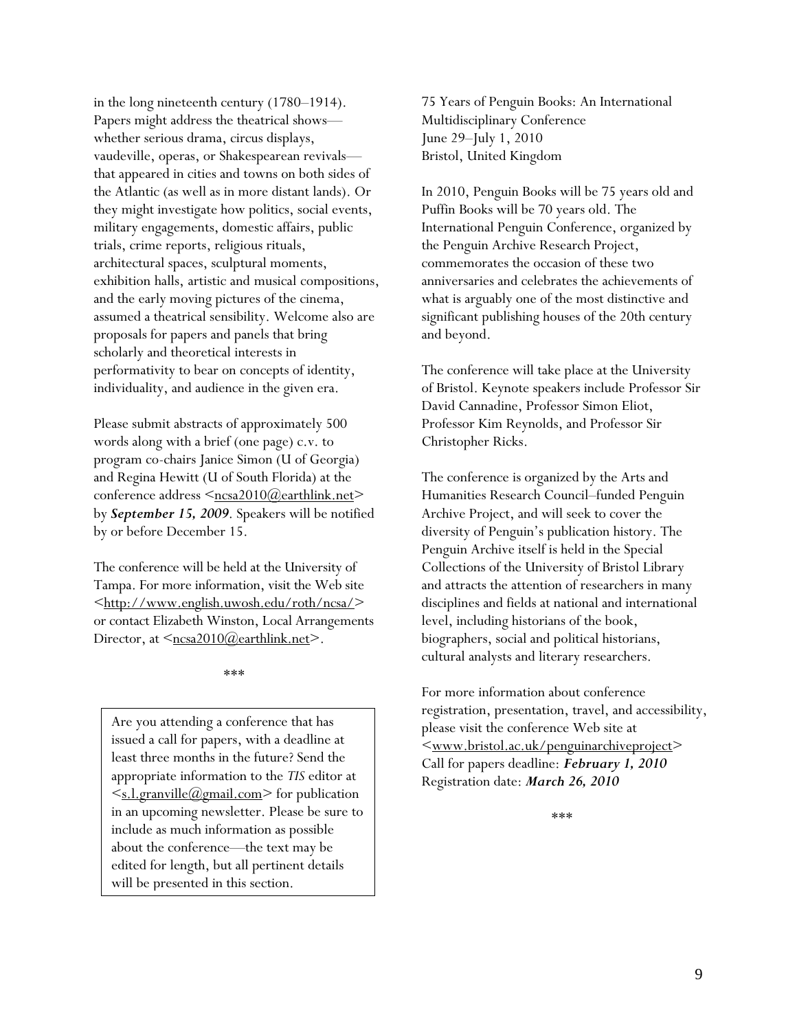in the long nineteenth century (1780–1914). Papers might address the theatrical shows—whether serious drama, circus displays, vaudeville, operas, or Shakespearean revivals—that appeared in cities and towns on both sides of the Atlantic (as well as in more distant lands). Or they might investigate how politics, social events, military engagements, domestic affairs, public trials, crime reports, religious rituals, architectural spaces, sculptural moments, exhibition halls, artistic and musical compositions, and the early moving pictures of the cinema, assumed a theatrical sensibility. Welcome also are proposals for papers and panels that bring scholarly and theoretical interests in performativity to bear on concepts of identity, individuality, and audience in the given era.

Please submit abstracts of approximately 500 words along with a brief (one page) c.v. to program co-chairs Janice Simon (U of Georgia) and Regina Hewitt (U of South Florida) at the conference address <ncsa2010@earthlink.net> by ***September 15, 2009***. Speakers will be notified by or before December 15.

The conference will be held at the University of Tampa. For more information, visit the Web site <http://www.english.uwosh.edu/roth/ncsa/> or contact Elizabeth Winston, Local Arrangements Director, at <ncsa2010@earthlink.net>.

\*\*\*

> Are you attending a conference that has issued a call for papers, with a deadline at least three months in the future? Send the appropriate information to the *TIS* editor at <s.l.granville@gmail.com> for publication in an upcoming newsletter. Please be sure to include as much information as possible about the conference—the text may be edited for length, but all pertinent details will be presented in this section.

75 Years of Penguin Books: An International Multidisciplinary Conference
June 29–July 1, 2010
Bristol, United Kingdom

In 2010, Penguin Books will be 75 years old and Puffin Books will be 70 years old. The International Penguin Conference, organized by the Penguin Archive Research Project, commemorates the occasion of these two anniversaries and celebrates the achievements of what is arguably one of the most distinctive and significant publishing houses of the 20th century and beyond.

The conference will take place at the University of Bristol. Keynote speakers include Professor Sir David Cannadine, Professor Simon Eliot, Professor Kim Reynolds, and Professor Sir Christopher Ricks.

The conference is organized by the Arts and Humanities Research Council–funded Penguin Archive Project, and will seek to cover the diversity of Penguin's publication history. The Penguin Archive itself is held in the Special Collections of the University of Bristol Library and attracts the attention of researchers in many disciplines and fields at national and international level, including historians of the book, biographers, social and political historians, cultural analysts and literary researchers.

For more information about conference registration, presentation, travel, and accessibility, please visit the conference Web site at <www.bristol.ac.uk/penguinarchiveproject>
Call for papers deadline: ***February 1, 2010***
Registration date: ***March 26, 2010***

\*\*\*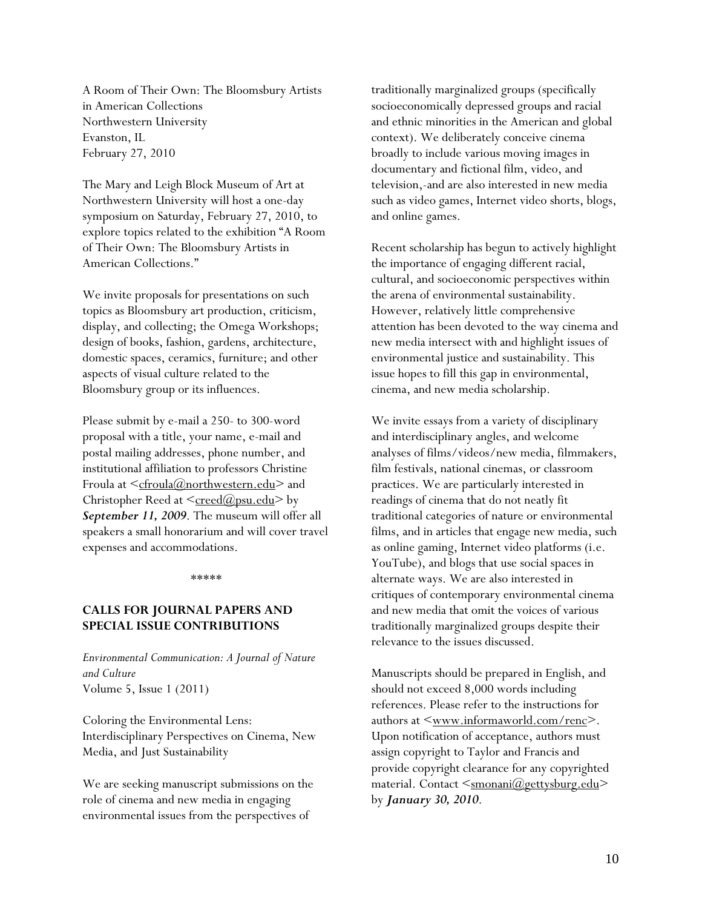A Room of Their Own: The Bloomsbury Artists in American Collections
Northwestern University
Evanston, IL
February 27, 2010

The Mary and Leigh Block Museum of Art at Northwestern University will host a one-day symposium on Saturday, February 27, 2010, to explore topics related to the exhibition "A Room of Their Own: The Bloomsbury Artists in American Collections."

We invite proposals for presentations on such topics as Bloomsbury art production, criticism, display, and collecting; the Omega Workshops; design of books, fashion, gardens, architecture, domestic spaces, ceramics, furniture; and other aspects of visual culture related to the Bloomsbury group or its influences.

Please submit by e-mail a 250- to 300-word proposal with a title, your name, e-mail and postal mailing addresses, phone number, and institutional affiliation to professors Christine Froula at <cfroula@northwestern.edu> and Christopher Reed at <creed@psu.edu> by ***September 11, 2009***. The museum will offer all speakers a small honorarium and will cover travel expenses and accommodations.

\*\*\*\*\*

## CALLS FOR JOURNAL PAPERS AND SPECIAL ISSUE CONTRIBUTIONS

*Environmental Communication: A Journal of Nature and Culture*
Volume 5, Issue 1 (2011)

Coloring the Environmental Lens: Interdisciplinary Perspectives on Cinema, New Media, and Just Sustainability

We are seeking manuscript submissions on the role of cinema and new media in engaging environmental issues from the perspectives of traditionally marginalized groups (specifically socioeconomically depressed groups and racial and ethnic minorities in the American and global context). We deliberately conceive cinema broadly to include various moving images in documentary and fictional film, video, and television,-and are also interested in new media such as video games, Internet video shorts, blogs, and online games.

Recent scholarship has begun to actively highlight the importance of engaging different racial, cultural, and socioeconomic perspectives within the arena of environmental sustainability. However, relatively little comprehensive attention has been devoted to the way cinema and new media intersect with and highlight issues of environmental justice and sustainability. This issue hopes to fill this gap in environmental, cinema, and new media scholarship.

We invite essays from a variety of disciplinary and interdisciplinary angles, and welcome analyses of films/videos/new media, filmmakers, film festivals, national cinemas, or classroom practices. We are particularly interested in readings of cinema that do not neatly fit traditional categories of nature or environmental films, and in articles that engage new media, such as online gaming, Internet video platforms (i.e. YouTube), and blogs that use social spaces in alternate ways. We are also interested in critiques of contemporary environmental cinema and new media that omit the voices of various traditionally marginalized groups despite their relevance to the issues discussed.

Manuscripts should be prepared in English, and should not exceed 8,000 words including references. Please refer to the instructions for authors at <www.informaworld.com/renc>. Upon notification of acceptance, authors must assign copyright to Taylor and Francis and provide copyright clearance for any copyrighted material. Contact <smonani@gettysburg.edu> by ***January 30, 2010***.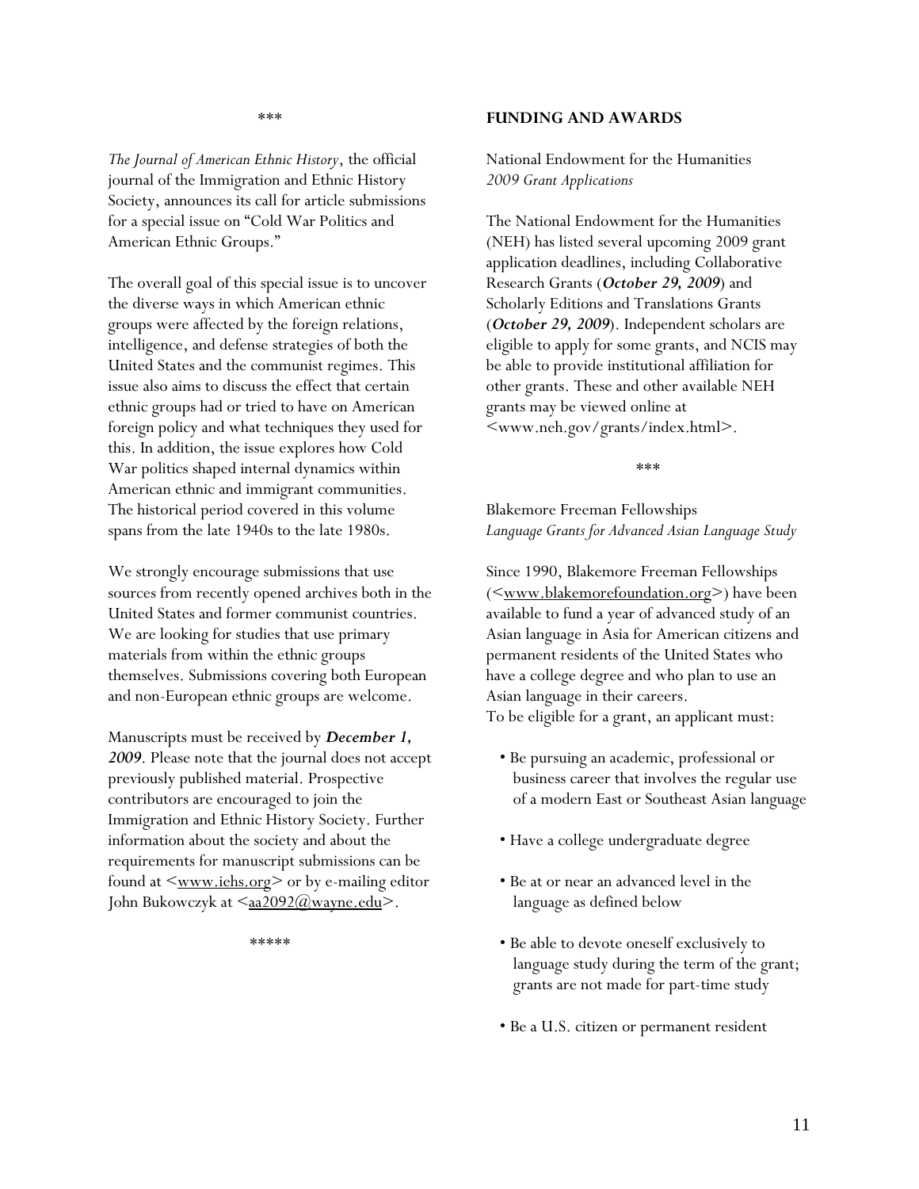\*\*\*

*The Journal of American Ethnic History*, the official journal of the Immigration and Ethnic History Society, announces its call for article submissions for a special issue on "Cold War Politics and American Ethnic Groups."

The overall goal of this special issue is to uncover the diverse ways in which American ethnic groups were affected by the foreign relations, intelligence, and defense strategies of both the United States and the communist regimes. This issue also aims to discuss the effect that certain ethnic groups had or tried to have on American foreign policy and what techniques they used for this. In addition, the issue explores how Cold War politics shaped internal dynamics within American ethnic and immigrant communities. The historical period covered in this volume spans from the late 1940s to the late 1980s.

We strongly encourage submissions that use sources from recently opened archives both in the United States and former communist countries. We are looking for studies that use primary materials from within the ethnic groups themselves. Submissions covering both European and non-European ethnic groups are welcome.

Manuscripts must be received by ***December 1, 2009***. Please note that the journal does not accept previously published material. Prospective contributors are encouraged to join the Immigration and Ethnic History Society. Further information about the society and about the requirements for manuscript submissions can be found at <www.iehs.org> or by e-mailing editor John Bukowczyk at <aa2092@wayne.edu>.

\*\*\*\*\*

## FUNDING AND AWARDS

National Endowment for the Humanities
*2009 Grant Applications*

The National Endowment for the Humanities (NEH) has listed several upcoming 2009 grant application deadlines, including Collaborative Research Grants (***October 29, 2009***) and Scholarly Editions and Translations Grants (***October 29, 2009***). Independent scholars are eligible to apply for some grants, and NCIS may be able to provide institutional affiliation for other grants. These and other available NEH grants may be viewed online at <www.neh.gov/grants/index.html>.

\*\*\*

Blakemore Freeman Fellowships
*Language Grants for Advanced Asian Language Study*

Since 1990, Blakemore Freeman Fellowships (<www.blakemorefoundation.org>) have been available to fund a year of advanced study of an Asian language in Asia for American citizens and permanent residents of the United States who have a college degree and who plan to use an Asian language in their careers.
To be eligible for a grant, an applicant must:

- Be pursuing an academic, professional or business career that involves the regular use of a modern East or Southeast Asian language
- Have a college undergraduate degree
- Be at or near an advanced level in the language as defined below
- Be able to devote oneself exclusively to language study during the term of the grant; grants are not made for part-time study
- Be a U.S. citizen or permanent resident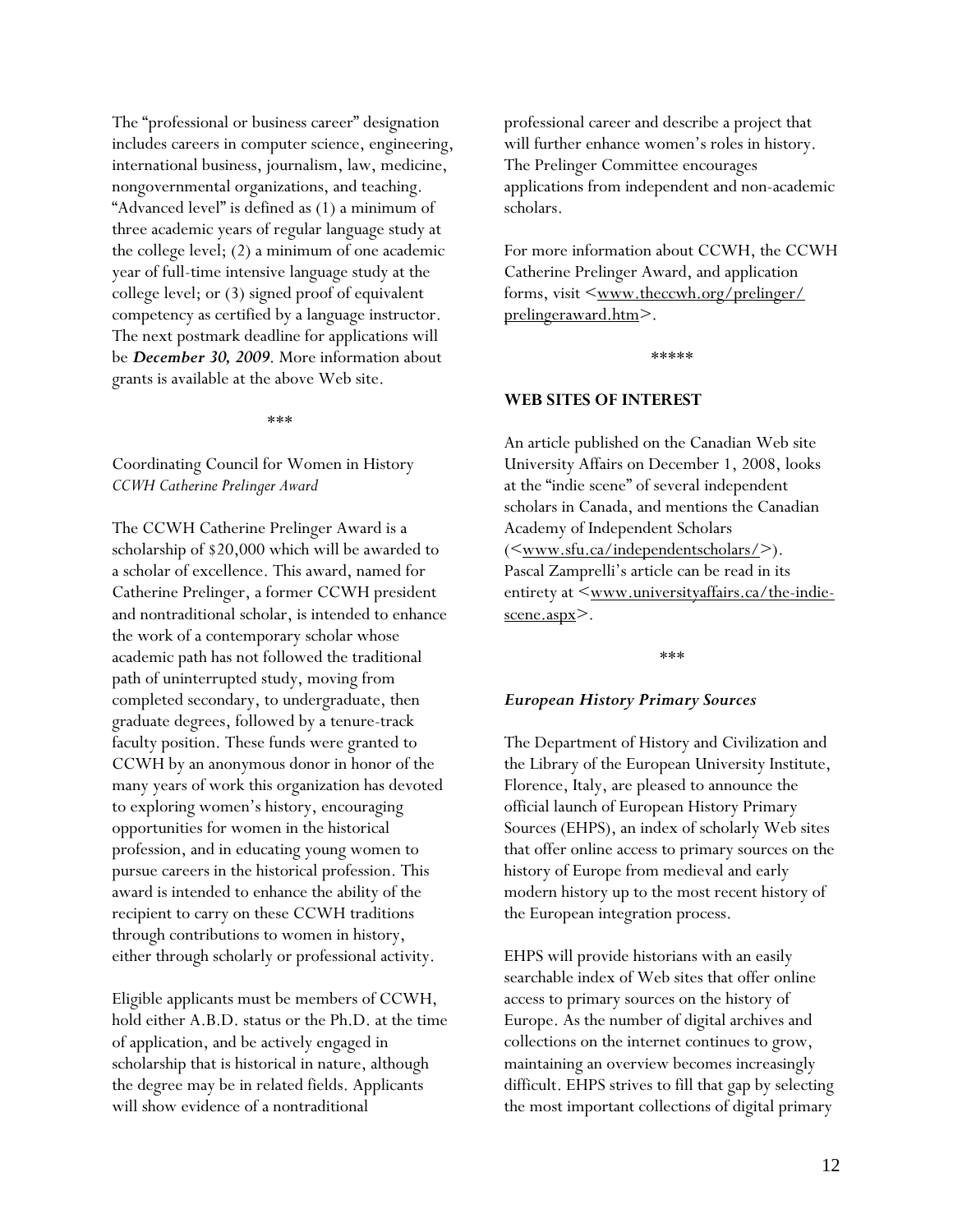The "professional or business career" designation includes careers in computer science, engineering, international business, journalism, law, medicine, nongovernmental organizations, and teaching. "Advanced level" is defined as (1) a minimum of three academic years of regular language study at the college level; (2) a minimum of one academic year of full-time intensive language study at the college level; or (3) signed proof of equivalent competency as certified by a language instructor. The next postmark deadline for applications will be ***December 30, 2009***. More information about grants is available at the above Web site.

\*\*\*

Coordinating Council for Women in History
*CCWH Catherine Prelinger Award*

The CCWH Catherine Prelinger Award is a scholarship of $20,000 which will be awarded to a scholar of excellence. This award, named for Catherine Prelinger, a former CCWH president and nontraditional scholar, is intended to enhance the work of a contemporary scholar whose academic path has not followed the traditional path of uninterrupted study, moving from completed secondary, to undergraduate, then graduate degrees, followed by a tenure-track faculty position. These funds were granted to CCWH by an anonymous donor in honor of the many years of work this organization has devoted to exploring women's history, encouraging opportunities for women in the historical profession, and in educating young women to pursue careers in the historical profession. This award is intended to enhance the ability of the recipient to carry on these CCWH traditions through contributions to women in history, either through scholarly or professional activity.

Eligible applicants must be members of CCWH, hold either A.B.D. status or the Ph.D. at the time of application, and be actively engaged in scholarship that is historical in nature, although the degree may be in related fields. Applicants will show evidence of a nontraditional professional career and describe a project that will further enhance women's roles in history. The Prelinger Committee encourages applications from independent and non-academic scholars.

For more information about CCWH, the CCWH Catherine Prelinger Award, and application forms, visit <www.theccwh.org/prelinger/prelingeraward.htm>.

\*\*\*\*\*

## WEB SITES OF INTEREST

An article published on the Canadian Web site University Affairs on December 1, 2008, looks at the "indie scene" of several independent scholars in Canada, and mentions the Canadian Academy of Independent Scholars (<www.sfu.ca/independentscholars/>). Pascal Zamprelli's article can be read in its entirety at <www.universityaffairs.ca/the-indie-scene.aspx>.

\*\*\*

***European History Primary Sources***

The Department of History and Civilization and the Library of the European University Institute, Florence, Italy, are pleased to announce the official launch of European History Primary Sources (EHPS), an index of scholarly Web sites that offer online access to primary sources on the history of Europe from medieval and early modern history up to the most recent history of the European integration process.

EHPS will provide historians with an easily searchable index of Web sites that offer online access to primary sources on the history of Europe. As the number of digital archives and collections on the internet continues to grow, maintaining an overview becomes increasingly difficult. EHPS strives to fill that gap by selecting the most important collections of digital primary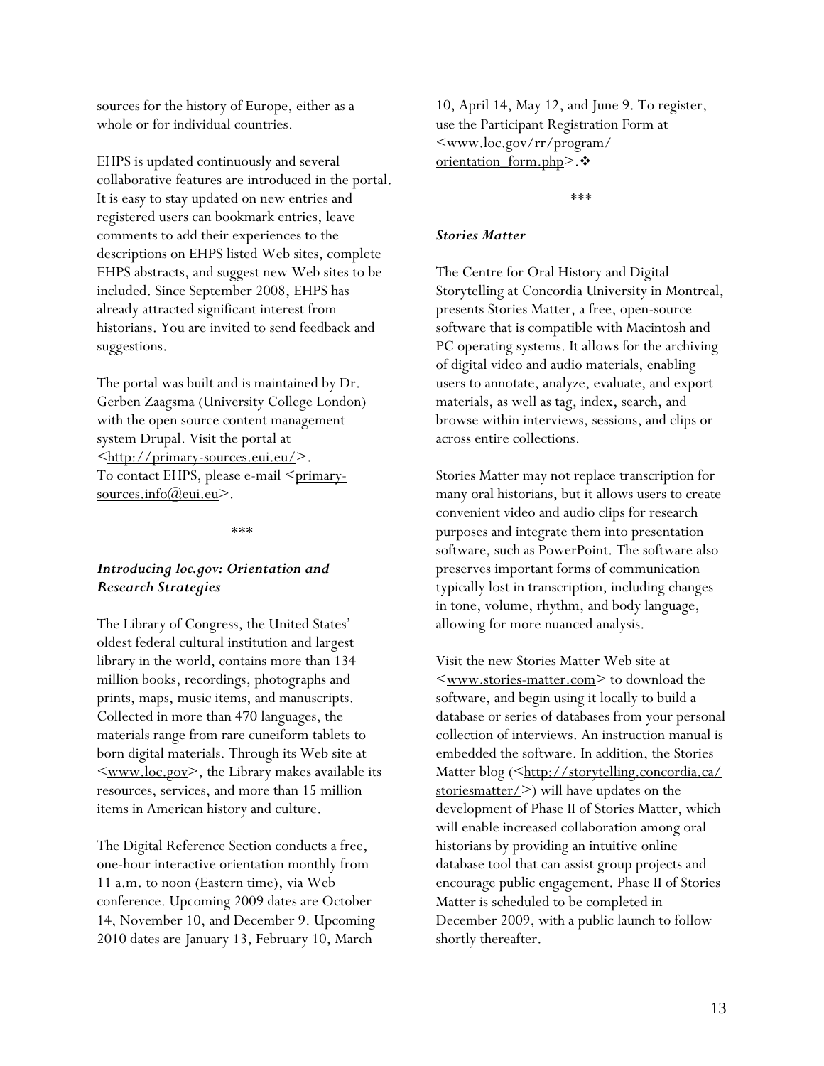sources for the history of Europe, either as a whole or for individual countries.

EHPS is updated continuously and several collaborative features are introduced in the portal. It is easy to stay updated on new entries and registered users can bookmark entries, leave comments to add their experiences to the descriptions on EHPS listed Web sites, complete EHPS abstracts, and suggest new Web sites to be included. Since September 2008, EHPS has already attracted significant interest from historians. You are invited to send feedback and suggestions.

The portal was built and is maintained by Dr. Gerben Zaagsma (University College London) with the open source content management system Drupal. Visit the portal at <http://primary-sources.eui.eu/>. To contact EHPS, please e-mail <primary-sources.info@eui.eu>.

\*\*\*

### *Introducing loc.gov: Orientation and Research Strategies*

The Library of Congress, the United States' oldest federal cultural institution and largest library in the world, contains more than 134 million books, recordings, photographs and prints, maps, music items, and manuscripts. Collected in more than 470 languages, the materials range from rare cuneiform tablets to born digital materials. Through its Web site at <www.loc.gov>, the Library makes available its resources, services, and more than 15 million items in American history and culture.

The Digital Reference Section conducts a free, one-hour interactive orientation monthly from 11 a.m. to noon (Eastern time), via Web conference. Upcoming 2009 dates are October 14, November 10, and December 9. Upcoming 2010 dates are January 13, February 10, March 10, April 14, May 12, and June 9. To register, use the Participant Registration Form at <www.loc.gov/rr/program/orientation_form.php>.❖

\*\*\*

### *Stories Matter*

The Centre for Oral History and Digital Storytelling at Concordia University in Montreal, presents Stories Matter, a free, open-source software that is compatible with Macintosh and PC operating systems. It allows for the archiving of digital video and audio materials, enabling users to annotate, analyze, evaluate, and export materials, as well as tag, index, search, and browse within interviews, sessions, and clips or across entire collections.

Stories Matter may not replace transcription for many oral historians, but it allows users to create convenient video and audio clips for research purposes and integrate them into presentation software, such as PowerPoint. The software also preserves important forms of communication typically lost in transcription, including changes in tone, volume, rhythm, and body language, allowing for more nuanced analysis.

Visit the new Stories Matter Web site at <www.stories-matter.com> to download the software, and begin using it locally to build a database or series of databases from your personal collection of interviews. An instruction manual is embedded the software. In addition, the Stories Matter blog (<http://storytelling.concordia.ca/storiesmatter/>) will have updates on the development of Phase II of Stories Matter, which will enable increased collaboration among oral historians by providing an intuitive online database tool that can assist group projects and encourage public engagement. Phase II of Stories Matter is scheduled to be completed in December 2009, with a public launch to follow shortly thereafter.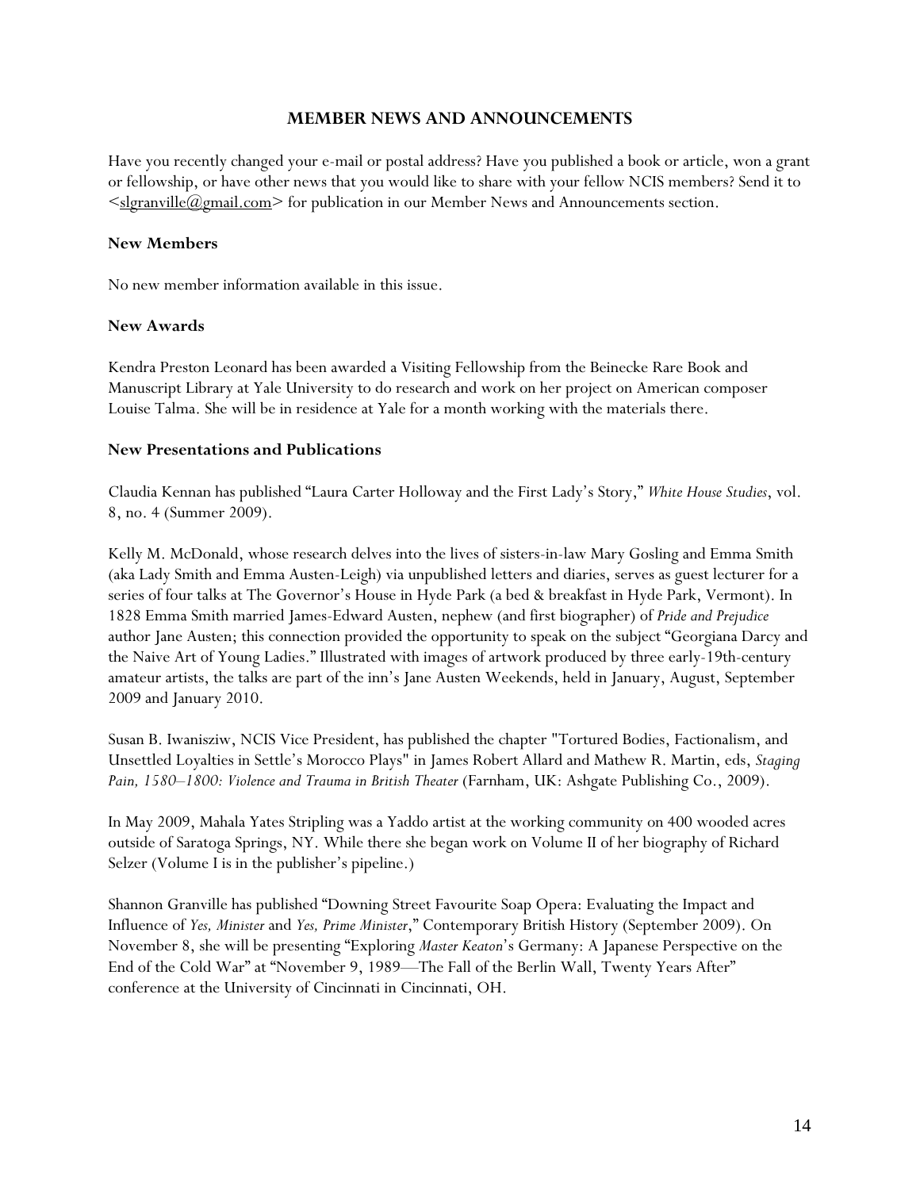## MEMBER NEWS AND ANNOUNCEMENTS

Have you recently changed your e-mail or postal address? Have you published a book or article, won a grant or fellowship, or have other news that you would like to share with your fellow NCIS members? Send it to <slgranville@gmail.com> for publication in our Member News and Announcements section.

### New Members

No new member information available in this issue.

### New Awards

Kendra Preston Leonard has been awarded a Visiting Fellowship from the Beinecke Rare Book and Manuscript Library at Yale University to do research and work on her project on American composer Louise Talma. She will be in residence at Yale for a month working with the materials there.

### New Presentations and Publications

Claudia Kennan has published "Laura Carter Holloway and the First Lady's Story," *White House Studies*, vol. 8, no. 4 (Summer 2009).

Kelly M. McDonald, whose research delves into the lives of sisters-in-law Mary Gosling and Emma Smith (aka Lady Smith and Emma Austen-Leigh) via unpublished letters and diaries, serves as guest lecturer for a series of four talks at The Governor's House in Hyde Park (a bed & breakfast in Hyde Park, Vermont). In 1828 Emma Smith married James-Edward Austen, nephew (and first biographer) of *Pride and Prejudice* author Jane Austen; this connection provided the opportunity to speak on the subject "Georgiana Darcy and the Naive Art of Young Ladies." Illustrated with images of artwork produced by three early-19th-century amateur artists, the talks are part of the inn's Jane Austen Weekends, held in January, August, September 2009 and January 2010.

Susan B. Iwanisziw, NCIS Vice President, has published the chapter "Tortured Bodies, Factionalism, and Unsettled Loyalties in Settle's Morocco Plays" in James Robert Allard and Mathew R. Martin, eds, *Staging Pain, 1580–1800: Violence and Trauma in British Theater* (Farnham, UK: Ashgate Publishing Co., 2009).

In May 2009, Mahala Yates Stripling was a Yaddo artist at the working community on 400 wooded acres outside of Saratoga Springs, NY. While there she began work on Volume II of her biography of Richard Selzer (Volume I is in the publisher's pipeline.)

Shannon Granville has published "Downing Street Favourite Soap Opera: Evaluating the Impact and Influence of *Yes, Minister* and *Yes, Prime Minister*," Contemporary British History (September 2009). On November 8, she will be presenting "Exploring *Master Keaton*'s Germany: A Japanese Perspective on the End of the Cold War" at "November 9, 1989—The Fall of the Berlin Wall, Twenty Years After" conference at the University of Cincinnati in Cincinnati, OH.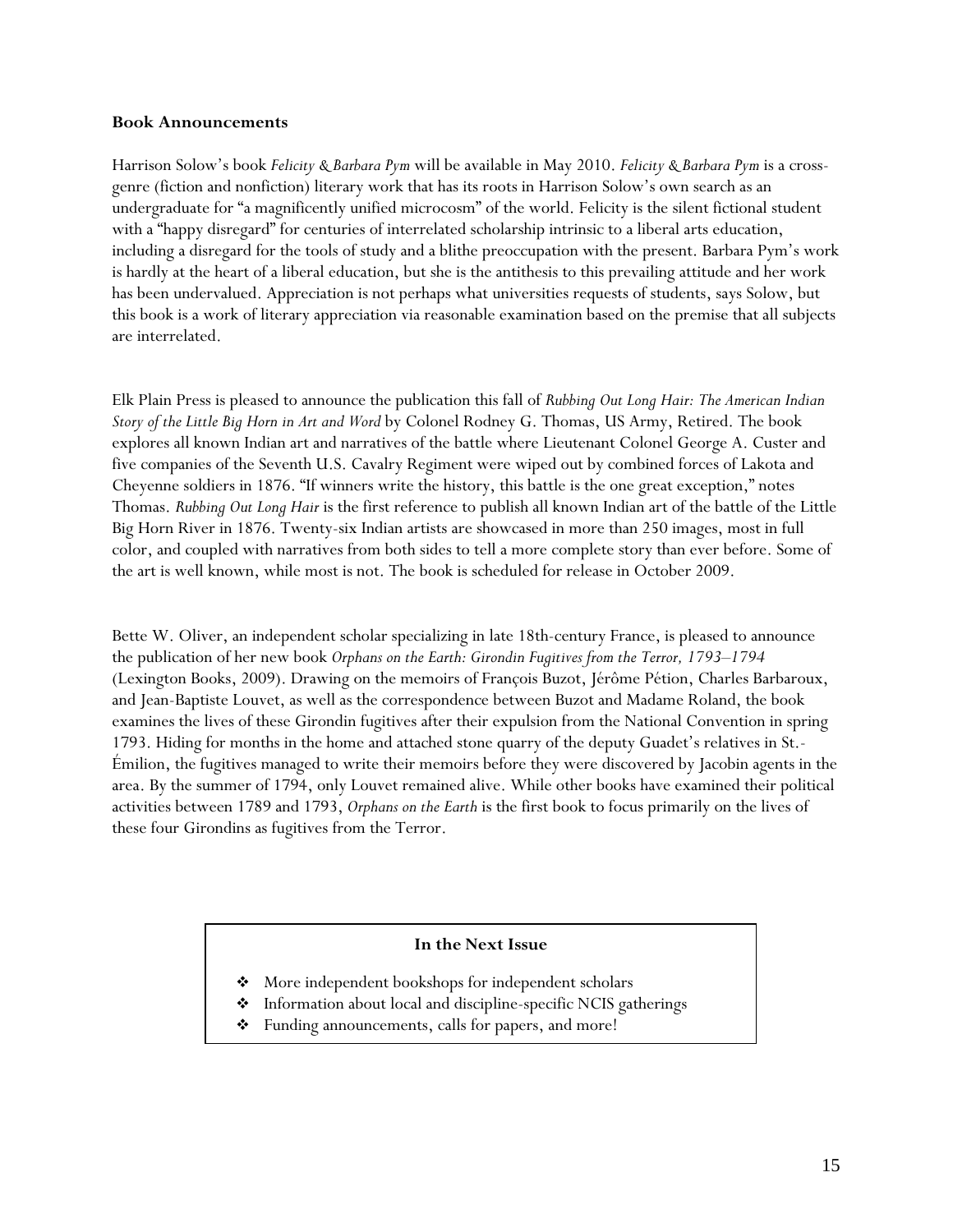**Book Announcements**

Harrison Solow's book *Felicity & Barbara Pym* will be available in May 2010. *Felicity & Barbara Pym* is a cross-genre (fiction and nonfiction) literary work that has its roots in Harrison Solow's own search as an undergraduate for "a magnificently unified microcosm" of the world. Felicity is the silent fictional student with a "happy disregard" for centuries of interrelated scholarship intrinsic to a liberal arts education, including a disregard for the tools of study and a blithe preoccupation with the present. Barbara Pym's work is hardly at the heart of a liberal education, but she is the antithesis to this prevailing attitude and her work has been undervalued. Appreciation is not perhaps what universities requests of students, says Solow, but this book is a work of literary appreciation via reasonable examination based on the premise that all subjects are interrelated.

Elk Plain Press is pleased to announce the publication this fall of *Rubbing Out Long Hair: The American Indian Story of the Little Big Horn in Art and Word* by Colonel Rodney G. Thomas, US Army, Retired. The book explores all known Indian art and narratives of the battle where Lieutenant Colonel George A. Custer and five companies of the Seventh U.S. Cavalry Regiment were wiped out by combined forces of Lakota and Cheyenne soldiers in 1876. "If winners write the history, this battle is the one great exception," notes Thomas. *Rubbing Out Long Hair* is the first reference to publish all known Indian art of the battle of the Little Big Horn River in 1876. Twenty-six Indian artists are showcased in more than 250 images, most in full color, and coupled with narratives from both sides to tell a more complete story than ever before. Some of the art is well known, while most is not. The book is scheduled for release in October 2009.

Bette W. Oliver, an independent scholar specializing in late 18th-century France, is pleased to announce the publication of her new book *Orphans on the Earth: Girondin Fugitives from the Terror, 1793–1794* (Lexington Books, 2009). Drawing on the memoirs of François Buzot, Jérôme Pétion, Charles Barbaroux, and Jean-Baptiste Louvet, as well as the correspondence between Buzot and Madame Roland, the book examines the lives of these Girondin fugitives after their expulsion from the National Convention in spring 1793. Hiding for months in the home and attached stone quarry of the deputy Guadet's relatives in St.-Émilion, the fugitives managed to write their memoirs before they were discovered by Jacobin agents in the area. By the summer of 1794, only Louvet remained alive. While other books have examined their political activities between 1789 and 1793, *Orphans on the Earth* is the first book to focus primarily on the lives of these four Girondins as fugitives from the Terror.

**In the Next Issue**

- More independent bookshops for independent scholars
- Information about local and discipline-specific NCIS gatherings
- Funding announcements, calls for papers, and more!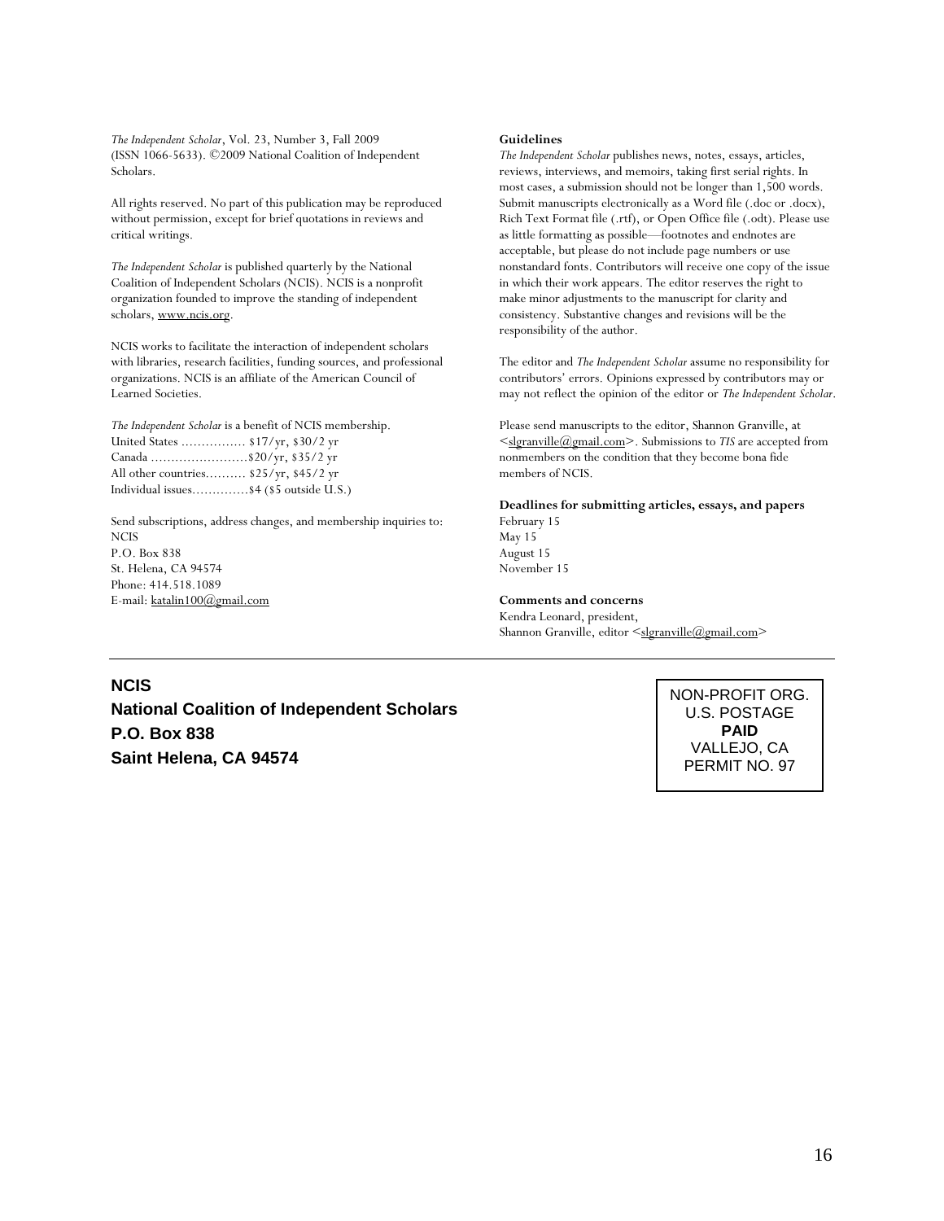*The Independent Scholar*, Vol. 23, Number 3, Fall 2009 (ISSN 1066-5633). ©2009 National Coalition of Independent Scholars.

All rights reserved. No part of this publication may be reproduced without permission, except for brief quotations in reviews and critical writings.

*The Independent Scholar* is published quarterly by the National Coalition of Independent Scholars (NCIS). NCIS is a nonprofit organization founded to improve the standing of independent scholars, www.ncis.org.

NCIS works to facilitate the interaction of independent scholars with libraries, research facilities, funding sources, and professional organizations. NCIS is an affiliate of the American Council of Learned Societies.

*The Independent Scholar* is a benefit of NCIS membership.
United States ................ $17/yr, $30/2 yr
Canada ........................$20/yr, $35/2 yr
All other countries.......... $25/yr, $45/2 yr
Individual issues.............$4 ($5 outside U.S.)

Send subscriptions, address changes, and membership inquiries to:
NCIS
P.O. Box 838
St. Helena, CA 94574
Phone: 414.518.1089
E-mail: katalin100@gmail.com

**Guidelines**
*The Independent Scholar* publishes news, notes, essays, articles, reviews, interviews, and memoirs, taking first serial rights. In most cases, a submission should not be longer than 1,500 words. Submit manuscripts electronically as a Word file (.doc or .docx), Rich Text Format file (.rtf), or Open Office file (.odt). Please use as little formatting as possible—footnotes and endnotes are acceptable, but please do not include page numbers or use nonstandard fonts. Contributors will receive one copy of the issue in which their work appears. The editor reserves the right to make minor adjustments to the manuscript for clarity and consistency. Substantive changes and revisions will be the responsibility of the author.

The editor and *The Independent Scholar* assume no responsibility for contributors' errors. Opinions expressed by contributors may or may not reflect the opinion of the editor or *The Independent Scholar*.

Please send manuscripts to the editor, Shannon Granville, at <slgranville@gmail.com>. Submissions to *TIS* are accepted from nonmembers on the condition that they become bona fide members of NCIS.

**Deadlines for submitting articles, essays, and papers**
February 15
May 15
August 15
November 15

**Comments and concerns**
Kendra Leonard, president,
Shannon Granville, editor <slgranville@gmail.com>

---

**NCIS**
**National Coalition of Independent Scholars**
**P.O. Box 838**
**Saint Helena, CA 94574**

NON-PROFIT ORG.
U.S. POSTAGE
**PAID**
VALLEJO, CA
PERMIT NO. 97